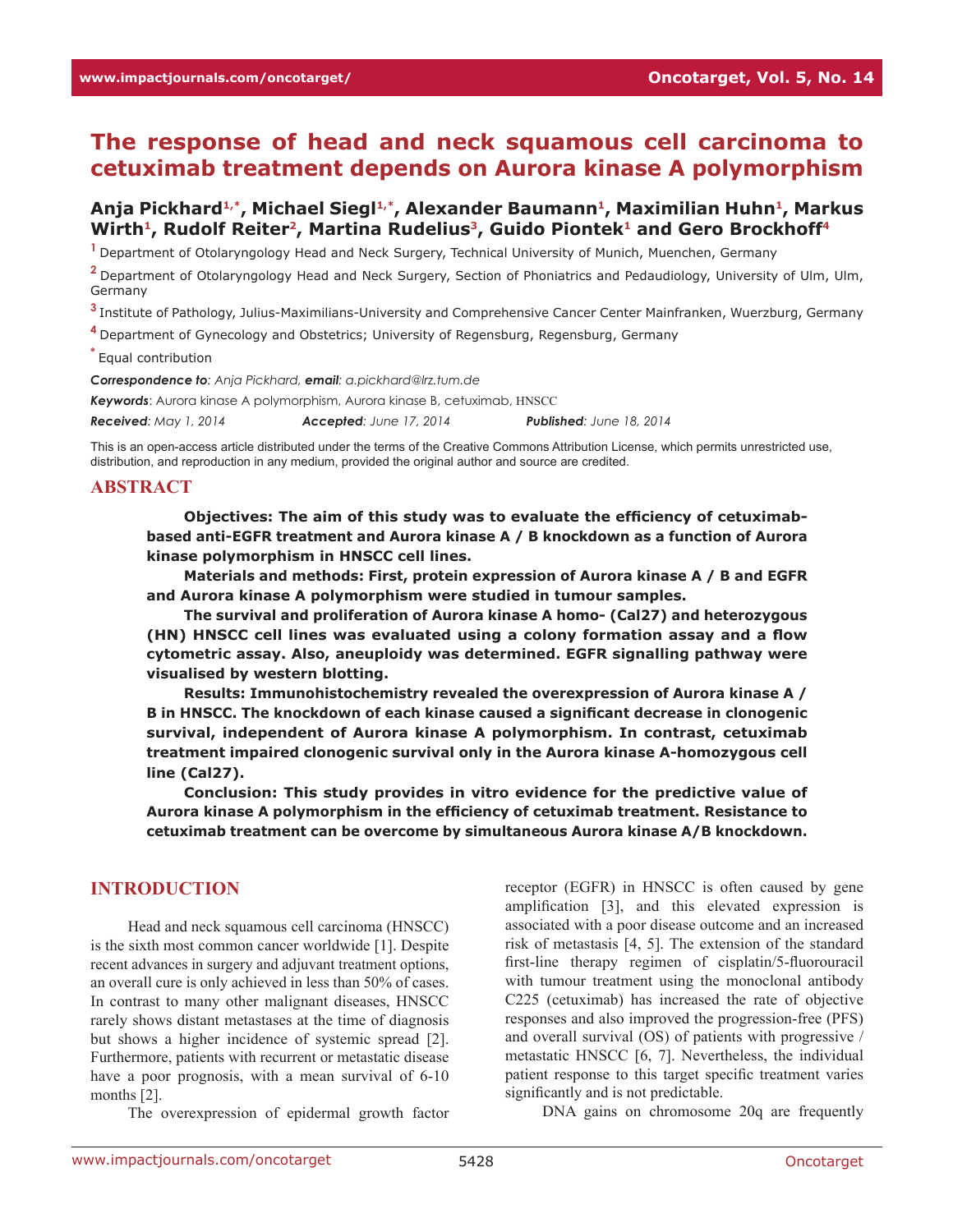# The response of head and neck squamous cell carcinoma to cetuximab treatment depends on Aurora kinase A polymorphism

**Anja Pickhard[1,*], Michael Siegl[1,*], Alexander Baumann[1], Maximilian Huhn[1], Markus Wirth[1], Rudolf Reiter[2], Martina Rudelius[3], Guido Piontek[1] and Gero Brockhoff[4]**

[1] Department of Otolaryngology Head and Neck Surgery, Technical University of Munich, Muenchen, Germany

[2] Department of Otolaryngology Head and Neck Surgery, Section of Phoniatrics and Pedaudiology, University of Ulm, Ulm, Germany

[3] Institute of Pathology, Julius-Maximilians-University and Comprehensive Cancer Center Mainfranken, Wuerzburg, Germany

[4] Department of Gynecology and Obstetrics; University of Regensburg, Regensburg, Germany

[*] Equal contribution

***Correspondence to**: Anja Pickhard, **email**: a.pickhard@lrz.tum.de*

***Keywords***: Aurora kinase A polymorphism, Aurora kinase B, cetuximab, HNSCC

***Received**: May 1, 2014* ***Accepted**: June 17, 2014* ***Published**: June 18, 2014*

This is an open-access article distributed under the terms of the Creative Commons Attribution License, which permits unrestricted use, distribution, and reproduction in any medium, provided the original author and source are credited.

## ABSTRACT

**Objectives: The aim of this study was to evaluate the efficiency of cetuximab-based anti-EGFR treatment and Aurora kinase A / B knockdown as a function of Aurora kinase polymorphism in HNSCC cell lines.**

**Materials and methods: First, protein expression of Aurora kinase A / B and EGFR and Aurora kinase A polymorphism were studied in tumour samples.**

**The survival and proliferation of Aurora kinase A homo- (Cal27) and heterozygous (HN) HNSCC cell lines was evaluated using a colony formation assay and a flow cytometric assay. Also, aneuploidy was determined. EGFR signalling pathway were visualised by western blotting.**

**Results: Immunohistochemistry revealed the overexpression of Aurora kinase A / B in HNSCC. The knockdown of each kinase caused a significant decrease in clonogenic survival, independent of Aurora kinase A polymorphism. In contrast, cetuximab treatment impaired clonogenic survival only in the Aurora kinase A-homozygous cell line (Cal27).**

**Conclusion: This study provides in vitro evidence for the predictive value of Aurora kinase A polymorphism in the efficiency of cetuximab treatment. Resistance to cetuximab treatment can be overcome by simultaneous Aurora kinase A/B knockdown.**

## INTRODUCTION

Head and neck squamous cell carcinoma (HNSCC) is the sixth most common cancer worldwide [1]. Despite recent advances in surgery and adjuvant treatment options, an overall cure is only achieved in less than 50% of cases. In contrast to many other malignant diseases, HNSCC rarely shows distant metastases at the time of diagnosis but shows a higher incidence of systemic spread [2]. Furthermore, patients with recurrent or metastatic disease have a poor prognosis, with a mean survival of 6-10 months [2].

The overexpression of epidermal growth factor receptor (EGFR) in HNSCC is often caused by gene amplification [3], and this elevated expression is associated with a poor disease outcome and an increased risk of metastasis [4, 5]. The extension of the standard first-line therapy regimen of cisplatin/5-fluorouracil with tumour treatment using the monoclonal antibody C225 (cetuximab) has increased the rate of objective responses and also improved the progression-free (PFS) and overall survival (OS) of patients with progressive / metastatic HNSCC [6, 7]. Nevertheless, the individual patient response to this target specific treatment varies significantly and is not predictable.

DNA gains on chromosome 20q are frequently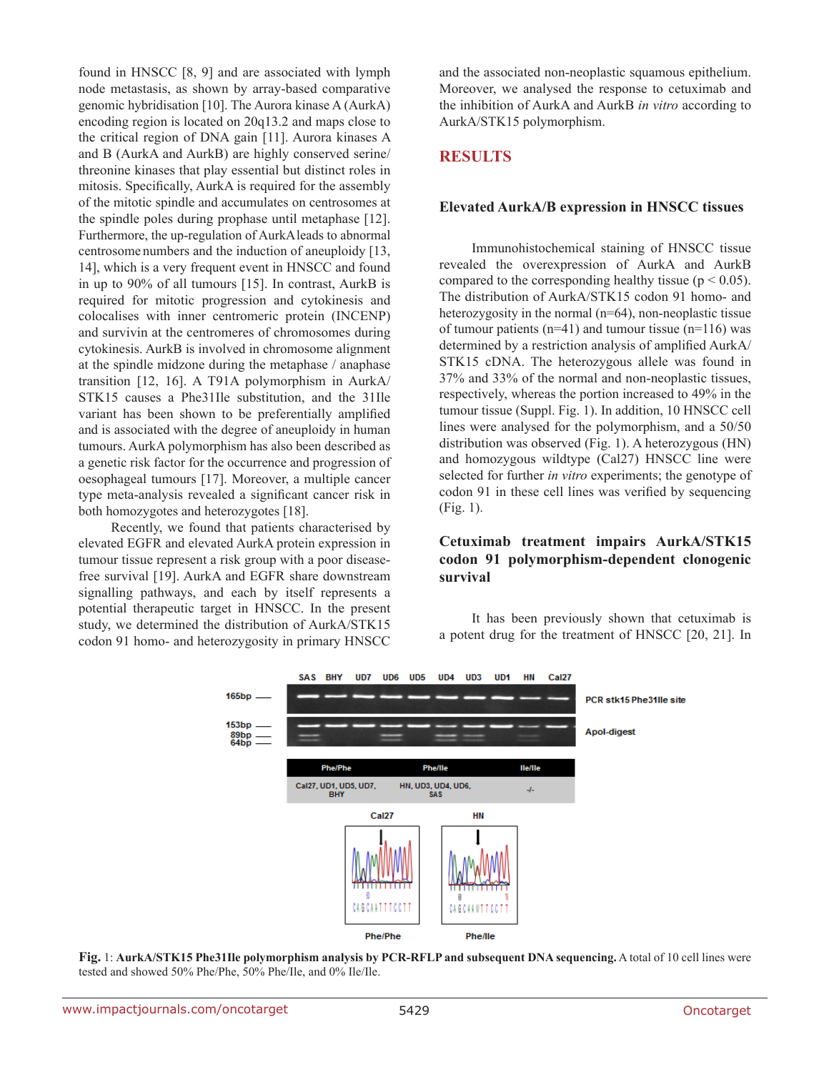found in HNSCC [8, 9] and are associated with lymph node metastasis, as shown by array-based comparative genomic hybridisation [10]. The Aurora kinase A (AurkA) encoding region is located on 20q13.2 and maps close to the critical region of DNA gain [11]. Aurora kinases A and B (AurkA and AurkB) are highly conserved serine/threonine kinases that play essential but distinct roles in mitosis. Specifically, AurkA is required for the assembly of the mitotic spindle and accumulates on centrosomes at the spindle poles during prophase until metaphase [12]. Furthermore, the up-regulation of AurkA leads to abnormal centrosome numbers and the induction of aneuploidy [13, 14], which is a very frequent event in HNSCC and found in up to 90% of all tumours [15]. In contrast, AurkB is required for mitotic progression and cytokinesis and colocalises with inner centromeric protein (INCENP) and survivin at the centromeres of chromosomes during cytokinesis. AurkB is involved in chromosome alignment at the spindle midzone during the metaphase / anaphase transition [12, 16]. A T91A polymorphism in AurkA/STK15 causes a Phe31Ile substitution, and the 31Ile variant has been shown to be preferentially amplified and is associated with the degree of aneuploidy in human tumours. AurkA polymorphism has also been described as a genetic risk factor for the occurrence and progression of oesophageal tumours [17]. Moreover, a multiple cancer type meta-analysis revealed a significant cancer risk in both homozygotes and heterozygotes [18].

Recently, we found that patients characterised by elevated EGFR and elevated AurkA protein expression in tumour tissue represent a risk group with a poor disease-free survival [19]. AurkA and EGFR share downstream signalling pathways, and each by itself represents a potential therapeutic target in HNSCC. In the present study, we determined the distribution of AurkA/STK15 codon 91 homo- and heterozygosity in primary HNSCC and the associated non-neoplastic squamous epithelium. Moreover, we analysed the response to cetuximab and the inhibition of AurkA and AurkB *in vitro* according to AurkA/STK15 polymorphism.

## RESULTS

### Elevated AurkA/B expression in HNSCC tissues

Immunohistochemical staining of HNSCC tissue revealed the overexpression of AurkA and AurkB compared to the corresponding healthy tissue ($p < 0.05$). The distribution of AurkA/STK15 codon 91 homo- and heterozygosity in the normal (n=64), non-neoplastic tissue of tumour patients (n=41) and tumour tissue (n=116) was determined by a restriction analysis of amplified AurkA/STK15 cDNA. The heterozygous allele was found in 37% and 33% of the normal and non-neoplastic tissues, respectively, whereas the portion increased to 49% in the tumour tissue (Suppl. Fig. 1). In addition, 10 HNSCC cell lines were analysed for the polymorphism, and a 50/50 distribution was observed (Fig. 1). A heterozygous (HN) and homozygous wildtype (Cal27) HNSCC line were selected for further *in vitro* experiments; the genotype of codon 91 in these cell lines was verified by sequencing (Fig. 1).

### Cetuximab treatment impairs AurkA/STK15 codon 91 polymorphism-dependent clonogenic survival

It has been previously shown that cetuximab is a potent drug for the treatment of HNSCC [20, 21]. In

**Fig. 1: AurkA/STK15 Phe31Ile polymorphism analysis by PCR-RFLP and subsequent DNA sequencing.** A total of 10 cell lines were tested and showed 50% Phe/Phe, 50% Phe/Ile, and 0% Ile/Ile.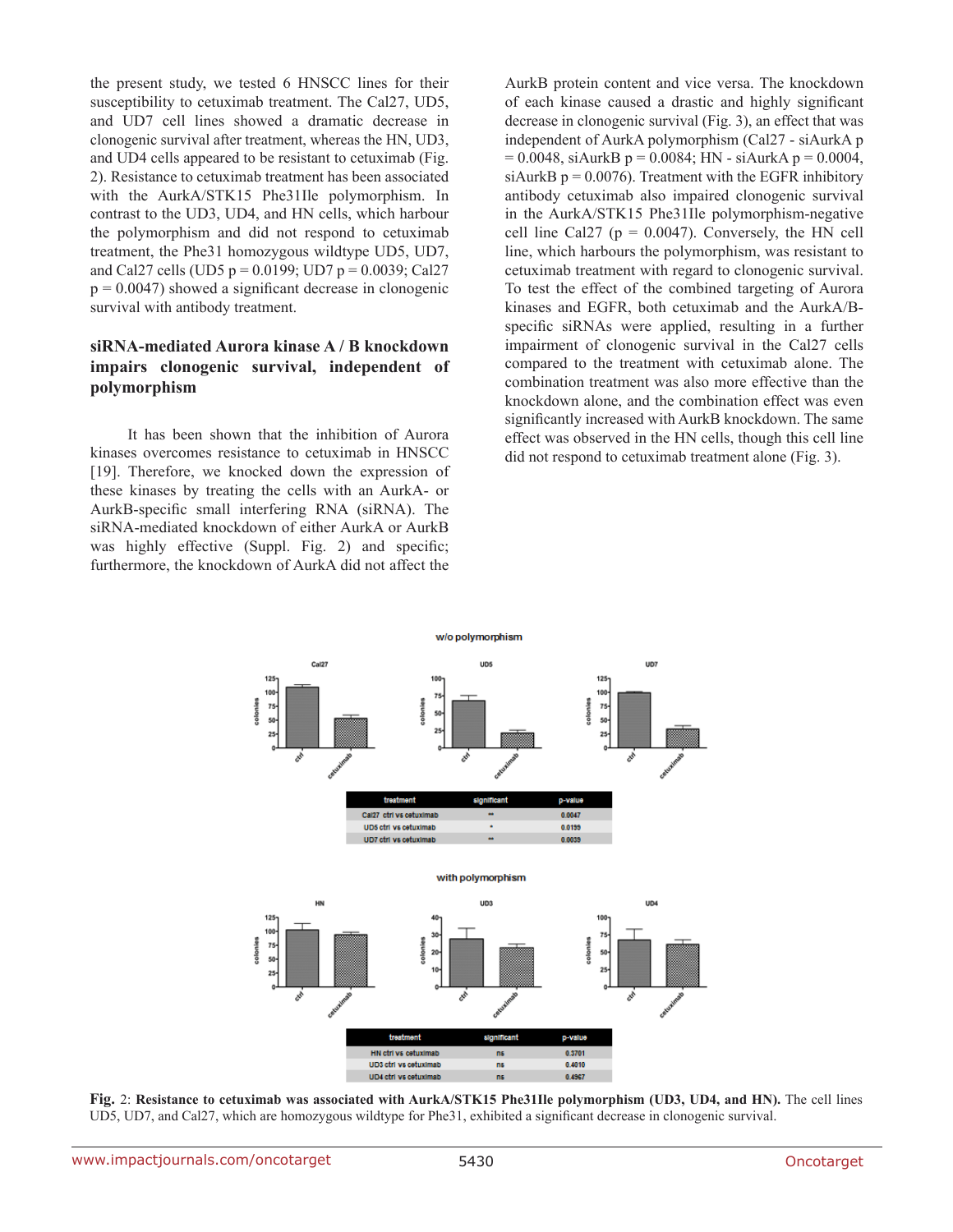the present study, we tested 6 HNSCC lines for their susceptibility to cetuximab treatment. The Cal27, UD5, and UD7 cell lines showed a dramatic decrease in clonogenic survival after treatment, whereas the HN, UD3, and UD4 cells appeared to be resistant to cetuximab (Fig. 2). Resistance to cetuximab treatment has been associated with the AurkA/STK15 Phe31Ile polymorphism. In contrast to the UD3, UD4, and HN cells, which harbour the polymorphism and did not respond to cetuximab treatment, the Phe31 homozygous wildtype UD5, UD7, and Cal27 cells (UD5 p = 0.0199; UD7 p = 0.0039; Cal27 p = 0.0047) showed a significant decrease in clonogenic survival with antibody treatment.

### siRNA-mediated Aurora kinase A / B knockdown impairs clonogenic survival, independent of polymorphism

It has been shown that the inhibition of Aurora kinases overcomes resistance to cetuximab in HNSCC [19]. Therefore, we knocked down the expression of these kinases by treating the cells with an AurkA- or AurkB-specific small interfering RNA (siRNA). The siRNA-mediated knockdown of either AurkA or AurkB was highly effective (Suppl. Fig. 2) and specific; furthermore, the knockdown of AurkA did not affect the AurkB protein content and vice versa. The knockdown of each kinase caused a drastic and highly significant decrease in clonogenic survival (Fig. 3), an effect that was independent of AurkA polymorphism (Cal27 - siAurkA p = 0.0048, siAurkB p = 0.0084; HN - siAurkA p = 0.0004, siAurkB p = 0.0076). Treatment with the EGFR inhibitory antibody cetuximab also impaired clonogenic survival in the AurkA/STK15 Phe31Ile polymorphism-negative cell line Cal27 (p = 0.0047). Conversely, the HN cell line, which harbours the polymorphism, was resistant to cetuximab treatment with regard to clonogenic survival. To test the effect of the combined targeting of Aurora kinases and EGFR, both cetuximab and the AurkA/B-specific siRNAs were applied, resulting in a further impairment of clonogenic survival in the Cal27 cells compared to the treatment with cetuximab alone. The combination treatment was also more effective than the knockdown alone, and the combination effect was even significantly increased with AurkB knockdown. The same effect was observed in the HN cells, though this cell line did not respond to cetuximab treatment alone (Fig. 3).

w/o polymorphism

| treatment | significant | p-value |
|---|---|---|
| Cal27 ctrl vs cetuximab | ** | 0.0047 |
| UD5 ctrl vs cetuximab | * | 0.0199 |
| UD7 ctrl vs cetuximab | ** | 0.0039 |

with polymorphism

| treatment | significant | p-value |
|---|---|---|
| HN ctrl vs cetuximab | ns | 0.3701 |
| UD3 ctrl vs cetuximab | ns | 0.4010 |
| UD4 ctrl vs cetuximab | ns | 0.4967 |

**Fig.** 2: **Resistance to cetuximab was associated with AurkA/STK15 Phe31Ile polymorphism (UD3, UD4, and HN).** The cell lines UD5, UD7, and Cal27, which are homozygous wildtype for Phe31, exhibited a significant decrease in clonogenic survival.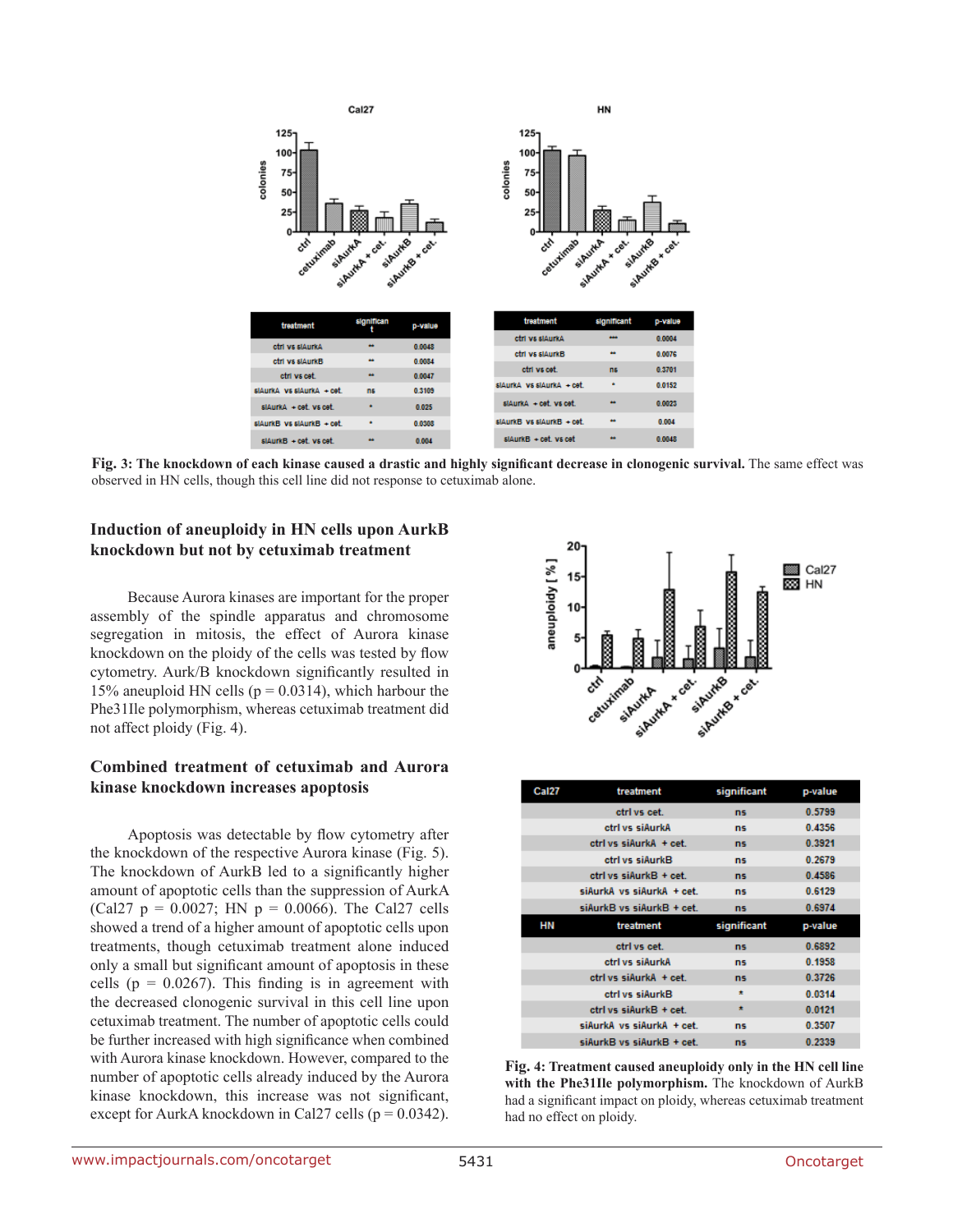| treatment | significant | p-value |
|---|---|---|
| ctrl vs siAurkA | ** | 0.0048 |
| ctrl vs siAurkB | ** | 0.0084 |
| ctrl vs cet. | ** | 0.0047 |
| siAurkA vs siAurkA + cet. | ns | 0.3109 |
| siAurkA + cet. vs cet. | * | 0.025 |
| siAurkB vs siAurkB + cet. | * | 0.0308 |
| siAurkB + cet. vs cet. | ** | 0.004 |

| treatment | significant | p-value |
|---|---|---|
| ctrl vs siAurkA | *** | 0.0004 |
| ctrl vs siAurkB | ** | 0.0076 |
| ctrl vs cet. | ns | 0.3701 |
| siAurkA vs siAurkA + cet. | * | 0.0152 |
| siAurkA + cet. vs cet. | ** | 0.0023 |
| siAurkB vs siAurkB + cet. | ** | 0.004 |
| siAurkB + cet. vs cet | ** | 0.0048 |

**Fig. 3: The knockdown of each kinase caused a drastic and highly significant decrease in clonogenic survival.** The same effect was observed in HN cells, though this cell line did not response to cetuximab alone.

### Induction of aneuploidy in HN cells upon AurkB knockdown but not by cetuximab treatment

Because Aurora kinases are important for the proper assembly of the spindle apparatus and chromosome segregation in mitosis, the effect of Aurora kinase knockdown on the ploidy of the cells was tested by flow cytometry. Aurk/B knockdown significantly resulted in 15% aneuploid HN cells ($p = 0.0314$), which harbour the Phe31Ile polymorphism, whereas cetuximab treatment did not affect ploidy (Fig. 4).

### Combined treatment of cetuximab and Aurora kinase knockdown increases apoptosis

Apoptosis was detectable by flow cytometry after the knockdown of the respective Aurora kinase (Fig. 5). The knockdown of AurkB led to a significantly higher amount of apoptotic cells than the suppression of AurkA (Cal27 $p = 0.0027$; HN $p = 0.0066$). The Cal27 cells showed a trend of a higher amount of apoptotic cells upon treatments, though cetuximab treatment alone induced only a small but significant amount of apoptosis in these cells ($p = 0.0267$). This finding is in agreement with the decreased clonogenic survival in this cell line upon cetuximab treatment. The number of apoptotic cells could be further increased with high significance when combined with Aurora kinase knockdown. However, compared to the number of apoptotic cells already induced by the Aurora kinase knockdown, this increase was not significant, except for AurkA knockdown in Cal27 cells ($p = 0.0342$).

| Cal27 | treatment | significant | p-value |
|---|---|---|---|
| | ctrl vs cet. | ns | 0.5799 |
| | ctrl vs siAurkA | ns | 0.4356 |
| | ctrl vs siAurkA + cet. | ns | 0.3921 |
| | ctrl vs siAurkB | ns | 0.2679 |
| | ctrl vs siAurkB + cet. | ns | 0.4586 |
| | siAurkA vs siAurkA + cet. | ns | 0.6129 |
| | siAurkB vs siAurkB + cet. | ns | 0.6974 |
| **HN** | **treatment** | **significant** | **p-value** |
| | ctrl vs cet. | ns | 0.6892 |
| | ctrl vs siAurkA | ns | 0.1958 |
| | ctrl vs siAurkA + cet. | ns | 0.3726 |
| | ctrl vs siAurkB | * | 0.0314 |
| | ctrl vs siAurkB + cet. | * | 0.0121 |
| | siAurkA vs siAurkA + cet. | ns | 0.3507 |
| | siAurkB vs siAurkB + cet. | ns | 0.2339 |

**Fig. 4: Treatment caused aneuploidy only in the HN cell line with the Phe31Ile polymorphism.** The knockdown of AurkB had a significant impact on ploidy, whereas cetuximab treatment had no effect on ploidy.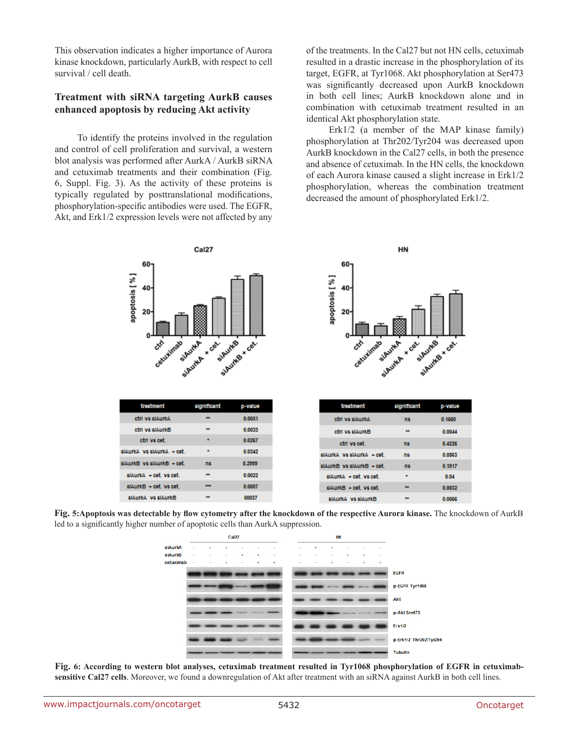This observation indicates a higher importance of Aurora kinase knockdown, particularly AurkB, with respect to cell survival / cell death.

### Treatment with siRNA targeting AurkB causes enhanced apoptosis by reducing Akt activity

To identify the proteins involved in the regulation and control of cell proliferation and survival, a western blot analysis was performed after AurkA / AurkB siRNA and cetuximab treatments and their combination (Fig. 6, Suppl. Fig. 3). As the activity of these proteins is typically regulated by posttranslational modifications, phosphorylation-specific antibodies were used. The EGFR, Akt, and Erk1/2 expression levels were not affected by any of the treatments. In the Cal27 but not HN cells, cetuximab resulted in a drastic increase in the phosphorylation of its target, EGFR, at Tyr1068. Akt phosphorylation at Ser473 was significantly decreased upon AurkB knockdown in both cell lines; AurkB knockdown alone and in combination with cetuximab treatment resulted in an identical Akt phosphorylation state.

Erk1/2 (a member of the MAP kinase family) phosphorylation at Thr202/Tyr204 was decreased upon AurkB knockdown in the Cal27 cells, in both the presence and absence of cetuximab. In the HN cells, the knockdown of each Aurora kinase caused a slight increase in Erk1/2 phosphorylation, whereas the combination treatment decreased the amount of phosphorylated Erk1/2.

Cal27

| treatment | significant | p-value |
|---|---|---|
| ctrl vs siAurkA | ** | 0.0051 |
| ctrl vs siAurkB | ** | 0.0033 |
| ctrl vs cet. | * | 0.0267 |
| siAurkA vs siAurkA + cet. | * | 0.0342 |
| siAurkB vs siAurkB + cet. | ns | 0.2999 |
| siAurkA + cet. vs cet. | ** | 0.0022 |
| siAurkB + cet. vs cet. | *** | 0.0007 |
| siAurkA vs siAurkB | ** | 00027 |

HN

| treatment | significant | p-value |
|---|---|---|
| ctrl vs siAurkA | ns | 0.1660 |
| ctrl vs siAurkB | ** | 0.0044 |
| ctrl vs cet. | ns | 0.4226 |
| siAurkA vs siAurkA + cet. | ns | 0.0863 |
| siAurkB vs siAurkB + cet. | ns | 0.1917 |
| siAurkA + cet. vs cet. | * | 0.04 |
| siAurkB + cet. vs cet. | ** | 0.0032 |
| siAurkA vs siAurkB | ** | 0.0066 |

**Fig. 5:Apoptosis was detectable by flow cytometry after the knockdown of the respective Aurora kinase.** The knockdown of AurkB led to a significantly higher number of apoptotic cells than AurkA suppression.

**Fig. 6: According to western blot analyses, cetuximab treatment resulted in Tyr1068 phosphorylation of EGFR in cetuximab-sensitive Cal27 cells**. Moreover, we found a downregulation of Akt after treatment with an siRNA against AurkB in both cell lines.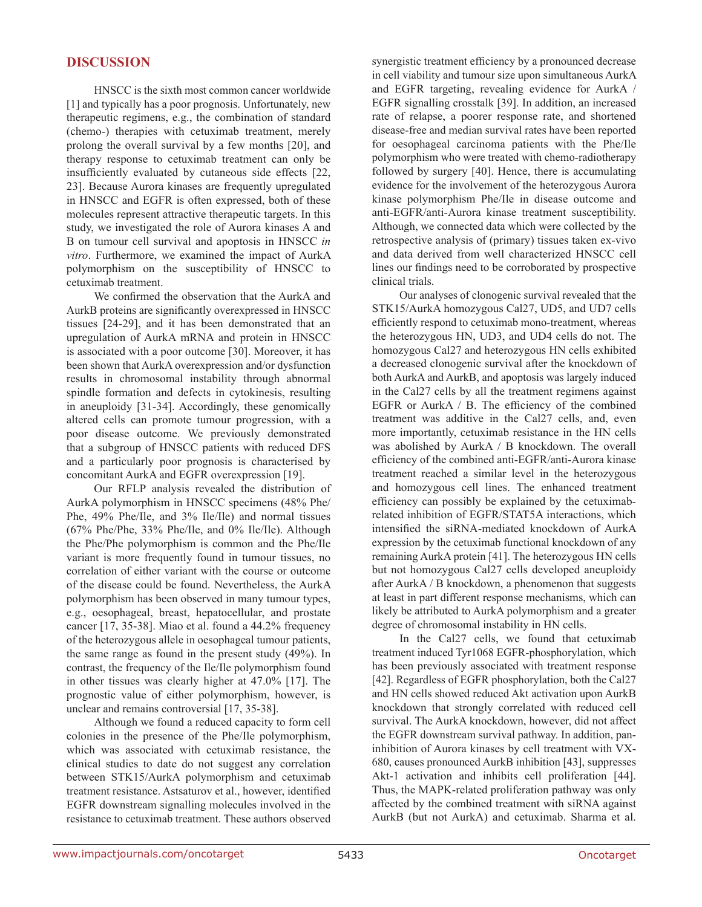## DISCUSSION

HNSCC is the sixth most common cancer worldwide [1] and typically has a poor prognosis. Unfortunately, new therapeutic regimens, e.g., the combination of standard (chemo-) therapies with cetuximab treatment, merely prolong the overall survival by a few months [20], and therapy response to cetuximab treatment can only be insufficiently evaluated by cutaneous side effects [22, 23]. Because Aurora kinases are frequently upregulated in HNSCC and EGFR is often expressed, both of these molecules represent attractive therapeutic targets. In this study, we investigated the role of Aurora kinases A and B on tumour cell survival and apoptosis in HNSCC *in vitro*. Furthermore, we examined the impact of AurkA polymorphism on the susceptibility of HNSCC to cetuximab treatment.

We confirmed the observation that the AurkA and AurkB proteins are significantly overexpressed in HNSCC tissues [24-29], and it has been demonstrated that an upregulation of AurkA mRNA and protein in HNSCC is associated with a poor outcome [30]. Moreover, it has been shown that AurkA overexpression and/or dysfunction results in chromosomal instability through abnormal spindle formation and defects in cytokinesis, resulting in aneuploidy [31-34]. Accordingly, these genomically altered cells can promote tumour progression, with a poor disease outcome. We previously demonstrated that a subgroup of HNSCC patients with reduced DFS and a particularly poor prognosis is characterised by concomitant AurkA and EGFR overexpression [19].

Our RFLP analysis revealed the distribution of AurkA polymorphism in HNSCC specimens (48% Phe/Phe, 49% Phe/Ile, and 3% Ile/Ile) and normal tissues (67% Phe/Phe, 33% Phe/Ile, and 0% Ile/Ile). Although the Phe/Phe polymorphism is common and the Phe/Ile variant is more frequently found in tumour tissues, no correlation of either variant with the course or outcome of the disease could be found. Nevertheless, the AurkA polymorphism has been observed in many tumour types, e.g., oesophageal, breast, hepatocellular, and prostate cancer [17, 35-38]. Miao et al. found a 44.2% frequency of the heterozygous allele in oesophageal tumour patients, the same range as found in the present study (49%). In contrast, the frequency of the Ile/Ile polymorphism found in other tissues was clearly higher at 47.0% [17]. The prognostic value of either polymorphism, however, is unclear and remains controversial [17, 35-38].

Although we found a reduced capacity to form cell colonies in the presence of the Phe/Ile polymorphism, which was associated with cetuximab resistance, the clinical studies to date do not suggest any correlation between STK15/AurkA polymorphism and cetuximab treatment resistance. Astsaturov et al., however, identified EGFR downstream signalling molecules involved in the resistance to cetuximab treatment. These authors observed synergistic treatment efficiency by a pronounced decrease in cell viability and tumour size upon simultaneous AurkA and EGFR targeting, revealing evidence for AurkA / EGFR signalling crosstalk [39]. In addition, an increased rate of relapse, a poorer response rate, and shortened disease-free and median survival rates have been reported for oesophageal carcinoma patients with the Phe/Ile polymorphism who were treated with chemo-radiotherapy followed by surgery [40]. Hence, there is accumulating evidence for the involvement of the heterozygous Aurora kinase polymorphism Phe/Ile in disease outcome and anti-EGFR/anti-Aurora kinase treatment susceptibility. Although, we connected data which were collected by the retrospective analysis of (primary) tissues taken ex-vivo and data derived from well characterized HNSCC cell lines our findings need to be corroborated by prospective clinical trials.

Our analyses of clonogenic survival revealed that the STK15/AurkA homozygous Cal27, UD5, and UD7 cells efficiently respond to cetuximab mono-treatment, whereas the heterozygous HN, UD3, and UD4 cells do not. The homozygous Cal27 and heterozygous HN cells exhibited a decreased clonogenic survival after the knockdown of both AurkA and AurkB, and apoptosis was largely induced in the Cal27 cells by all the treatment regimens against EGFR or AurkA / B. The efficiency of the combined treatment was additive in the Cal27 cells, and, even more importantly, cetuximab resistance in the HN cells was abolished by AurkA / B knockdown. The overall efficiency of the combined anti-EGFR/anti-Aurora kinase treatment reached a similar level in the heterozygous and homozygous cell lines. The enhanced treatment efficiency can possibly be explained by the cetuximab-related inhibition of EGFR/STAT5A interactions, which intensified the siRNA-mediated knockdown of AurkA expression by the cetuximab functional knockdown of any remaining AurkA protein [41]. The heterozygous HN cells but not homozygous Cal27 cells developed aneuploidy after AurkA / B knockdown, a phenomenon that suggests at least in part different response mechanisms, which can likely be attributed to AurkA polymorphism and a greater degree of chromosomal instability in HN cells.

In the Cal27 cells, we found that cetuximab treatment induced Tyr1068 EGFR-phosphorylation, which has been previously associated with treatment response [42]. Regardless of EGFR phosphorylation, both the Cal27 and HN cells showed reduced Akt activation upon AurkB knockdown that strongly correlated with reduced cell survival. The AurkA knockdown, however, did not affect the EGFR downstream survival pathway. In addition, pan-inhibition of Aurora kinases by cell treatment with VX-680, causes pronounced AurkB inhibition [43], suppresses Akt-1 activation and inhibits cell proliferation [44]. Thus, the MAPK-related proliferation pathway was only affected by the combined treatment with siRNA against AurkB (but not AurkA) and cetuximab. Sharma et al.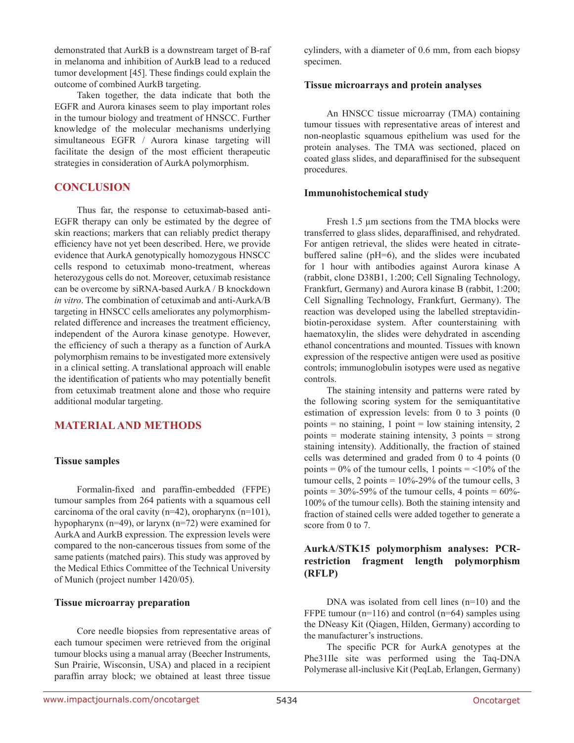demonstrated that AurkB is a downstream target of B-raf in melanoma and inhibition of AurkB lead to a reduced tumor development [45]. These findings could explain the outcome of combined AurkB targeting.

Taken together, the data indicate that both the EGFR and Aurora kinases seem to play important roles in the tumour biology and treatment of HNSCC. Further knowledge of the molecular mechanisms underlying simultaneous EGFR / Aurora kinase targeting will facilitate the design of the most efficient therapeutic strategies in consideration of AurkA polymorphism.

## CONCLUSION

Thus far, the response to cetuximab-based anti-EGFR therapy can only be estimated by the degree of skin reactions; markers that can reliably predict therapy efficiency have not yet been described. Here, we provide evidence that AurkA genotypically homozygous HNSCC cells respond to cetuximab mono-treatment, whereas heterozygous cells do not. Moreover, cetuximab resistance can be overcome by siRNA-based AurkA / B knockdown *in vitro*. The combination of cetuximab and anti-AurkA/B targeting in HNSCC cells ameliorates any polymorphism-related difference and increases the treatment efficiency, independent of the Aurora kinase genotype. However, the efficiency of such a therapy as a function of AurkA polymorphism remains to be investigated more extensively in a clinical setting. A translational approach will enable the identification of patients who may potentially benefit from cetuximab treatment alone and those who require additional modular targeting.

## MATERIAL AND METHODS

### Tissue samples

Formalin-fixed and paraffin-embedded (FFPE) tumour samples from 264 patients with a squamous cell carcinoma of the oral cavity (n=42), oropharynx (n=101), hypopharynx (n=49), or larynx (n=72) were examined for AurkA and AurkB expression. The expression levels were compared to the non-cancerous tissues from some of the same patients (matched pairs). This study was approved by the Medical Ethics Committee of the Technical University of Munich (project number 1420/05).

### Tissue microarray preparation

Core needle biopsies from representative areas of each tumour specimen were retrieved from the original tumour blocks using a manual array (Beecher Instruments, Sun Prairie, Wisconsin, USA) and placed in a recipient paraffin array block; we obtained at least three tissue cylinders, with a diameter of 0.6 mm, from each biopsy specimen.

### Tissue microarrays and protein analyses

An HNSCC tissue microarray (TMA) containing tumour tissues with representative areas of interest and non-neoplastic squamous epithelium was used for the protein analyses. The TMA was sectioned, placed on coated glass slides, and deparaffinised for the subsequent procedures.

### Immunohistochemical study

Fresh 1.5 µm sections from the TMA blocks were transferred to glass slides, deparaffinised, and rehydrated. For antigen retrieval, the slides were heated in citrate-buffered saline (pH=6), and the slides were incubated for 1 hour with antibodies against Aurora kinase A (rabbit, clone D38B1, 1:200; Cell Signaling Technology, Frankfurt, Germany) and Aurora kinase B (rabbit, 1:200; Cell Signalling Technology, Frankfurt, Germany). The reaction was developed using the labelled streptavidin-biotin-peroxidase system. After counterstaining with haematoxylin, the slides were dehydrated in ascending ethanol concentrations and mounted. Tissues with known expression of the respective antigen were used as positive controls; immunoglobulin isotypes were used as negative controls.

The staining intensity and patterns were rated by the following scoring system for the semiquantitative estimation of expression levels: from 0 to 3 points (0 points = no staining, 1 point = low staining intensity, 2 points = moderate staining intensity, 3 points = strong staining intensity). Additionally, the fraction of stained cells was determined and graded from 0 to 4 points (0 points = 0% of the tumour cells, 1 points = <10% of the tumour cells, 2 points = 10%-29% of the tumour cells, 3 points = 30%-59% of the tumour cells, 4 points = 60%-100% of the tumour cells). Both the staining intensity and fraction of stained cells were added together to generate a score from 0 to 7.

### AurkA/STK15 polymorphism analyses: PCR-restriction fragment length polymorphism (RFLP)

DNA was isolated from cell lines (n=10) and the FFPE tumour (n=116) and control (n=64) samples using the DNeasy Kit (Qiagen, Hilden, Germany) according to the manufacturer's instructions.

The specific PCR for AurkA genotypes at the Phe31Ile site was performed using the Taq-DNA Polymerase all-inclusive Kit (PeqLab, Erlangen, Germany)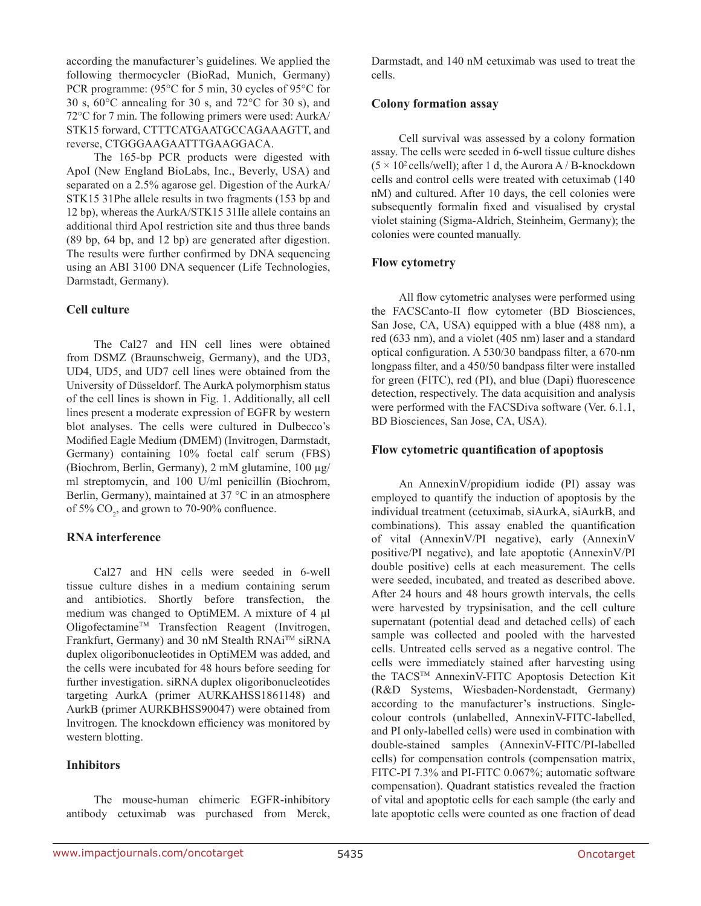according the manufacturer's guidelines. We applied the following thermocycler (BioRad, Munich, Germany) PCR programme: (95°C for 5 min, 30 cycles of 95°C for 30 s, 60°C annealing for 30 s, and 72°C for 30 s), and 72°C for 7 min. The following primers were used: AurkA/STK15 forward, CTTTCATGAATGCCAGAAAGTT, and reverse, CTGGGAAGAATTTGAAGGACA.

The 165-bp PCR products were digested with ApoI (New England BioLabs, Inc., Beverly, USA) and separated on a 2.5% agarose gel. Digestion of the AurkA/STK15 31Phe allele results in two fragments (153 bp and 12 bp), whereas the AurkA/STK15 31Ile allele contains an additional third ApoI restriction site and thus three bands (89 bp, 64 bp, and 12 bp) are generated after digestion. The results were further confirmed by DNA sequencing using an ABI 3100 DNA sequencer (Life Technologies, Darmstadt, Germany).

### Cell culture

The Cal27 and HN cell lines were obtained from DSMZ (Braunschweig, Germany), and the UD3, UD4, UD5, and UD7 cell lines were obtained from the University of Düsseldorf. The AurkA polymorphism status of the cell lines is shown in Fig. 1. Additionally, all cell lines present a moderate expression of EGFR by western blot analyses. The cells were cultured in Dulbecco's Modified Eagle Medium (DMEM) (Invitrogen, Darmstadt, Germany) containing 10% foetal calf serum (FBS) (Biochrom, Berlin, Germany), 2 mM glutamine, 100 µg/ml streptomycin, and 100 U/ml penicillin (Biochrom, Berlin, Germany), maintained at 37 °C in an atmosphere of 5% $CO_2$, and grown to 70-90% confluence.

### RNA interference

Cal27 and HN cells were seeded in 6-well tissue culture dishes in a medium containing serum and antibiotics. Shortly before transfection, the medium was changed to OptiMEM. A mixture of 4 µl Oligofectamine™ Transfection Reagent (Invitrogen, Frankfurt, Germany) and 30 nM Stealth RNAi™ siRNA duplex oligoribonucleotides in OptiMEM was added, and the cells were incubated for 48 hours before seeding for further investigation. siRNA duplex oligoribonucleotides targeting AurkA (primer AURKAHSS1861148) and AurkB (primer AURKBHSS90047) were obtained from Invitrogen. The knockdown efficiency was monitored by western blotting.

### Inhibitors

The mouse-human chimeric EGFR-inhibitory antibody cetuximab was purchased from Merck, Darmstadt, and 140 nM cetuximab was used to treat the cells.

### Colony formation assay

Cell survival was assessed by a colony formation assay. The cells were seeded in 6-well tissue culture dishes ($5 \times 10^2$ cells/well); after 1 d, the Aurora A / B-knockdown cells and control cells were treated with cetuximab (140 nM) and cultured. After 10 days, the cell colonies were subsequently formalin fixed and visualised by crystal violet staining (Sigma-Aldrich, Steinheim, Germany); the colonies were counted manually.

### Flow cytometry

All flow cytometric analyses were performed using the FACSCanto-II flow cytometer (BD Biosciences, San Jose, CA, USA) equipped with a blue (488 nm), a red (633 nm), and a violet (405 nm) laser and a standard optical configuration. A 530/30 bandpass filter, a 670-nm longpass filter, and a 450/50 bandpass filter were installed for green (FITC), red (PI), and blue (Dapi) fluorescence detection, respectively. The data acquisition and analysis were performed with the FACSDiva software (Ver. 6.1.1, BD Biosciences, San Jose, CA, USA).

### Flow cytometric quantification of apoptosis

An AnnexinV/propidium iodide (PI) assay was employed to quantify the induction of apoptosis by the individual treatment (cetuximab, siAurkA, siAurkB, and combinations). This assay enabled the quantification of vital (AnnexinV/PI negative), early (AnnexinV positive/PI negative), and late apoptotic (AnnexinV/PI double positive) cells at each measurement. The cells were seeded, incubated, and treated as described above. After 24 hours and 48 hours growth intervals, the cells were harvested by trypsinisation, and the cell culture supernatant (potential dead and detached cells) of each sample was collected and pooled with the harvested cells. Untreated cells served as a negative control. The cells were immediately stained after harvesting using the TACS™ AnnexinV-FITC Apoptosis Detection Kit (R&D Systems, Wiesbaden-Nordenstadt, Germany) according to the manufacturer's instructions. Single-colour controls (unlabelled, AnnexinV-FITC-labelled, and PI only-labelled cells) were used in combination with double-stained samples (AnnexinV-FITC/PI-labelled cells) for compensation controls (compensation matrix, FITC-PI 7.3% and PI-FITC 0.067%; automatic software compensation). Quadrant statistics revealed the fraction of vital and apoptotic cells for each sample (the early and late apoptotic cells were counted as one fraction of dead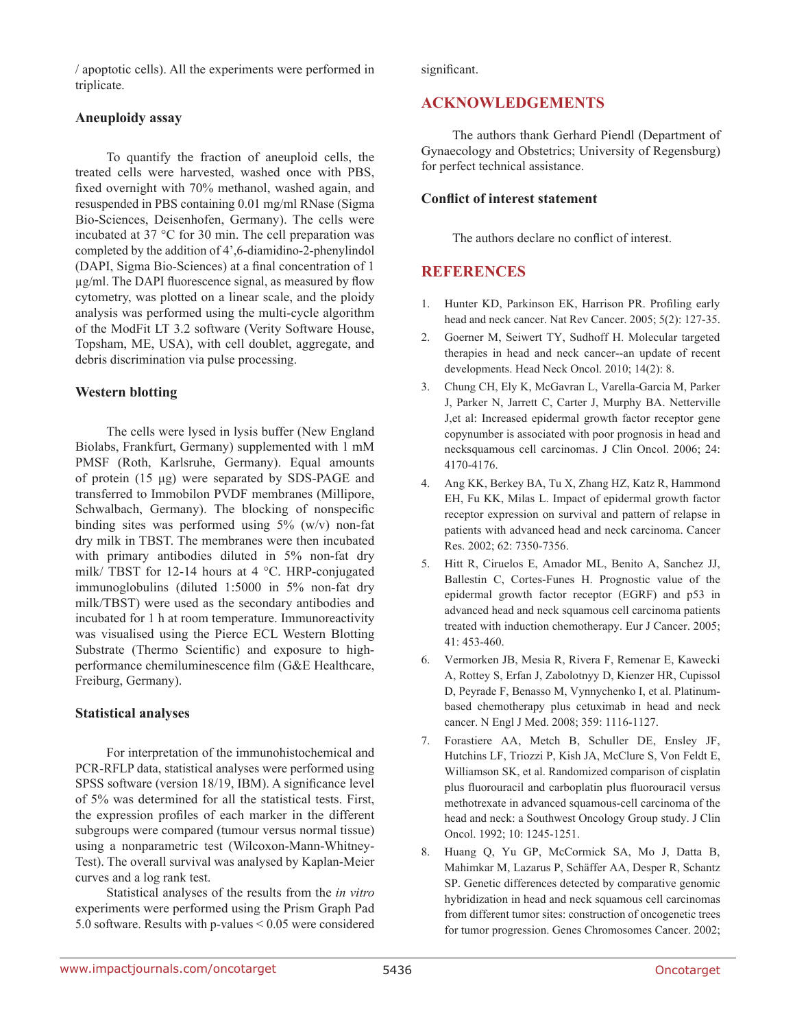/ apoptotic cells). All the experiments were performed in triplicate.

### Aneuploidy assay

To quantify the fraction of aneuploid cells, the treated cells were harvested, washed once with PBS, fixed overnight with 70% methanol, washed again, and resuspended in PBS containing 0.01 mg/ml RNase (Sigma Bio-Sciences, Deisenhofen, Germany). The cells were incubated at 37 °C for 30 min. The cell preparation was completed by the addition of 4',6-diamidino-2-phenylindol (DAPI, Sigma Bio-Sciences) at a final concentration of 1 µg/ml. The DAPI fluorescence signal, as measured by flow cytometry, was plotted on a linear scale, and the ploidy analysis was performed using the multi-cycle algorithm of the ModFit LT 3.2 software (Verity Software House, Topsham, ME, USA), with cell doublet, aggregate, and debris discrimination via pulse processing.

### Western blotting

The cells were lysed in lysis buffer (New England Biolabs, Frankfurt, Germany) supplemented with 1 mM PMSF (Roth, Karlsruhe, Germany). Equal amounts of protein (15 µg) were separated by SDS-PAGE and transferred to Immobilon PVDF membranes (Millipore, Schwalbach, Germany). The blocking of nonspecific binding sites was performed using 5% (w/v) non-fat dry milk in TBST. The membranes were then incubated with primary antibodies diluted in 5% non-fat dry milk/ TBST for 12-14 hours at 4 °C. HRP-conjugated immunoglobulins (diluted 1:5000 in 5% non-fat dry milk/TBST) were used as the secondary antibodies and incubated for 1 h at room temperature. Immunoreactivity was visualised using the Pierce ECL Western Blotting Substrate (Thermo Scientific) and exposure to high-performance chemiluminescence film (G&E Healthcare, Freiburg, Germany).

### Statistical analyses

For interpretation of the immunohistochemical and PCR-RFLP data, statistical analyses were performed using SPSS software (version 18/19, IBM). A significance level of 5% was determined for all the statistical tests. First, the expression profiles of each marker in the different subgroups were compared (tumour versus normal tissue) using a nonparametric test (Wilcoxon-Mann-Whitney-Test). The overall survival was analysed by Kaplan-Meier curves and a log rank test.

Statistical analyses of the results from the *in vitro* experiments were performed using the Prism Graph Pad 5.0 software. Results with p-values < 0.05 were considered significant.

## ACKNOWLEDGEMENTS

The authors thank Gerhard Piendl (Department of Gynaecology and Obstetrics; University of Regensburg) for perfect technical assistance.

### Conflict of interest statement

The authors declare no conflict of interest.

## REFERENCES

1. Hunter KD, Parkinson EK, Harrison PR. Profiling early head and neck cancer. Nat Rev Cancer. 2005; 5(2): 127-35.
2. Goerner M, Seiwert TY, Sudhoff H. Molecular targeted therapies in head and neck cancer--an update of recent developments. Head Neck Oncol. 2010; 14(2): 8.
3. Chung CH, Ely K, McGavran L, Varella-Garcia M, Parker J, Parker N, Jarrett C, Carter J, Murphy BA. Netterville J,et al: Increased epidermal growth factor receptor gene copynumber is associated with poor prognosis in head and necksquamous cell carcinomas. J Clin Oncol. 2006; 24: 4170-4176.
4. Ang KK, Berkey BA, Tu X, Zhang HZ, Katz R, Hammond EH, Fu KK, Milas L. Impact of epidermal growth factor receptor expression on survival and pattern of relapse in patients with advanced head and neck carcinoma. Cancer Res. 2002; 62: 7350-7356.
5. Hitt R, Ciruelos E, Amador ML, Benito A, Sanchez JJ, Ballestin C, Cortes-Funes H. Prognostic value of the epidermal growth factor receptor (EGRF) and p53 in advanced head and neck squamous cell carcinoma patients treated with induction chemotherapy. Eur J Cancer. 2005; 41: 453-460.
6. Vermorken JB, Mesia R, Rivera F, Remenar E, Kawecki A, Rottey S, Erfan J, Zabolotnyy D, Kienzer HR, Cupissol D, Peyrade F, Benasso M, Vynnychenko I, et al. Platinum-based chemotherapy plus cetuximab in head and neck cancer. N Engl J Med. 2008; 359: 1116-1127.
7. Forastiere AA, Metch B, Schuller DE, Ensley JF, Hutchins LF, Triozzi P, Kish JA, McClure S, Von Feldt E, Williamson SK, et al. Randomized comparison of cisplatin plus fluorouracil and carboplatin plus fluorouracil versus methotrexate in advanced squamous-cell carcinoma of the head and neck: a Southwest Oncology Group study. J Clin Oncol. 1992; 10: 1245-1251.
8. Huang Q, Yu GP, McCormick SA, Mo J, Datta B, Mahimkar M, Lazarus P, Schäffer AA, Desper R, Schantz SP. Genetic differences detected by comparative genomic hybridization in head and neck squamous cell carcinomas from different tumor sites: construction of oncogenetic trees for tumor progression. Genes Chromosomes Cancer. 2002;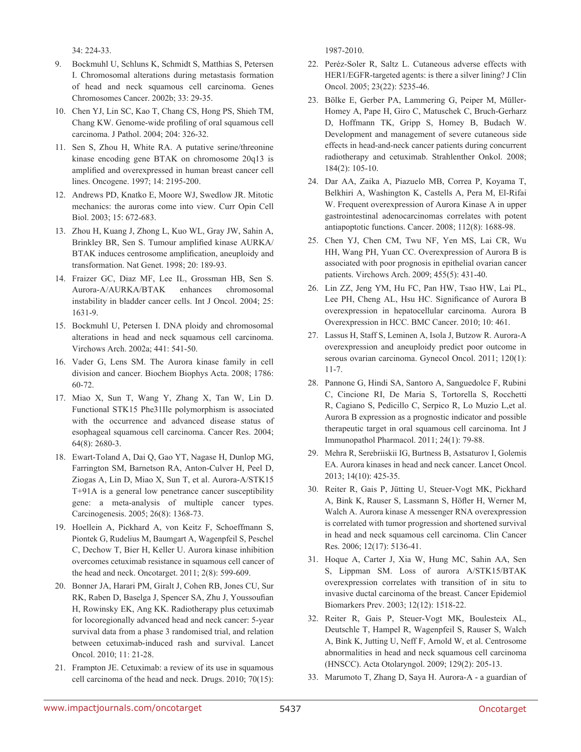34: 224-33.

9. Bockmuhl U, Schluns K, Schmidt S, Matthias S, Petersen I. Chromosomal alterations during metastasis formation of head and neck squamous cell carcinoma. Genes Chromosomes Cancer. 2002b; 33: 29-35.
10. Chen YJ, Lin SC, Kao T, Chang CS, Hong PS, Shieh TM, Chang KW. Genome-wide profiling of oral squamous cell carcinoma. J Pathol. 2004; 204: 326-32.
11. Sen S, Zhou H, White RA. A putative serine/threonine kinase encoding gene BTAK on chromosome 20q13 is amplified and overexpressed in human breast cancer cell lines. Oncogene. 1997; 14: 2195-200.
12. Andrews PD, Knatko E, Moore WJ, Swedlow JR. Mitotic mechanics: the auroras come into view. Curr Opin Cell Biol. 2003; 15: 672-683.
13. Zhou H, Kuang J, Zhong L, Kuo WL, Gray JW, Sahin A, Brinkley BR, Sen S. Tumour amplified kinase AURKA/BTAK induces centrosome amplification, aneuploidy and transformation. Nat Genet. 1998; 20: 189-93.
14. Fraizer GC, Diaz MF, Lee IL, Grossman HB, Sen S. Aurora-A/AURKA/BTAK enhances chromosomal instability in bladder cancer cells. Int J Oncol. 2004; 25: 1631-9.
15. Bockmuhl U, Petersen I. DNA ploidy and chromosomal alterations in head and neck squamous cell carcinoma. Virchows Arch. 2002a; 441: 541-50.
16. Vader G, Lens SM. The Aurora kinase family in cell division and cancer. Biochem Biophys Acta. 2008; 1786: 60-72.
17. Miao X, Sun T, Wang Y, Zhang X, Tan W, Lin D. Functional STK15 Phe31Ile polymorphism is associated with the occurrence and advanced disease status of esophageal squamous cell carcinoma. Cancer Res. 2004; 64(8): 2680-3.
18. Ewart-Toland A, Dai Q, Gao YT, Nagase H, Dunlop MG, Farrington SM, Barnetson RA, Anton-Culver H, Peel D, Ziogas A, Lin D, Miao X, Sun T, et al. Aurora-A/STK15 T+91A is a general low penetrance cancer susceptibility gene: a meta-analysis of multiple cancer types. Carcinogenesis. 2005; 26(8): 1368-73.
19. Hoellein A, Pickhard A, von Keitz F, Schoeffmann S, Piontek G, Rudelius M, Baumgart A, Wagenpfeil S, Peschel C, Dechow T, Bier H, Keller U. Aurora kinase inhibition overcomes cetuximab resistance in squamous cell cancer of the head and neck. Oncotarget. 2011; 2(8): 599-609.
20. Bonner JA, Harari PM, Giralt J, Cohen RB, Jones CU, Sur RK, Raben D, Baselga J, Spencer SA, Zhu J, Youssoufian H, Rowinsky EK, Ang KK. Radiotherapy plus cetuximab for locoregionally advanced head and neck cancer: 5-year survival data from a phase 3 randomised trial, and relation between cetuximab-induced rash and survival. Lancet Oncol. 2010; 11: 21-28.
21. Frampton JE. Cetuximab: a review of its use in squamous cell carcinoma of the head and neck. Drugs. 2010; 70(15): 1987-2010.
22. Peréz-Soler R, Saltz L. Cutaneous adverse effects with HER1/EGFR-targeted agents: is there a silver lining? J Clin Oncol. 2005; 23(22): 5235-46.
23. Bölke E, Gerber PA, Lammering G, Peiper M, Müller-Homey A, Pape H, Giro C, Matuschek C, Bruch-Gerharz D, Hoffmann TK, Gripp S, Homey B, Budach W. Development and management of severe cutaneous side effects in head-and-neck cancer patients during concurrent radiotherapy and cetuximab. Strahlenther Onkol. 2008; 184(2): 105-10.
24. Dar AA, Zaika A, Piazuelo MB, Correa P, Koyama T, Belkhiri A, Washington K, Castells A, Pera M, El-Rifai W. Frequent overexpression of Aurora Kinase A in upper gastrointestinal adenocarcinomas correlates with potent antiapoptotic functions. Cancer. 2008; 112(8): 1688-98.
25. Chen YJ, Chen CM, Twu NF, Yen MS, Lai CR, Wu HH, Wang PH, Yuan CC. Overexpression of Aurora B is associated with poor prognosis in epithelial ovarian cancer patients. Virchows Arch. 2009; 455(5): 431-40.
26. Lin ZZ, Jeng YM, Hu FC, Pan HW, Tsao HW, Lai PL, Lee PH, Cheng AL, Hsu HC. Significance of Aurora B overexpression in hepatocellular carcinoma. Aurora B Overexpression in HCC. BMC Cancer. 2010; 10: 461.
27. Lassus H, Staff S, Leminen A, Isola J, Butzow R. Aurora-A overexpression and aneuploidy predict poor outcome in serous ovarian carcinoma. Gynecol Oncol. 2011; 120(1): 11-7.
28. Pannone G, Hindi SA, Santoro A, Sanguedolce F, Rubini C, Cincione RI, De Maria S, Tortorella S, Rocchetti R, Cagiano S, Pedicillo C, Serpico R, Lo Muzio L,et al. Aurora B expression as a prognostic indicator and possible therapeutic target in oral squamous cell carcinoma. Int J Immunopathol Pharmacol. 2011; 24(1): 79-88.
29. Mehra R, Serebriiskii IG, Burtness B, Astsaturov I, Golemis EA. Aurora kinases in head and neck cancer. Lancet Oncol. 2013; 14(10): 425-35.
30. Reiter R, Gais P, Jütting U, Steuer-Vogt MK, Pickhard A, Bink K, Rauser S, Lassmann S, Höfler H, Werner M, Walch A. Aurora kinase A messenger RNA overexpression is correlated with tumor progression and shortened survival in head and neck squamous cell carcinoma. Clin Cancer Res. 2006; 12(17): 5136-41.
31. Hoque A, Carter J, Xia W, Hung MC, Sahin AA, Sen S, Lippman SM. Loss of aurora A/STK15/BTAK overexpression correlates with transition of in situ to invasive ductal carcinoma of the breast. Cancer Epidemiol Biomarkers Prev. 2003; 12(12): 1518-22.
32. Reiter R, Gais P, Steuer-Vogt MK, Boulesteix AL, Deutschle T, Hampel R, Wagenpfeil S, Rauser S, Walch A, Bink K, Jutting U, Neff F, Arnold W, et al. Centrosome abnormalities in head and neck squamous cell carcinoma (HNSCC). Acta Otolaryngol. 2009; 129(2): 205-13.
33. Marumoto T, Zhang D, Saya H. Aurora-A - a guardian of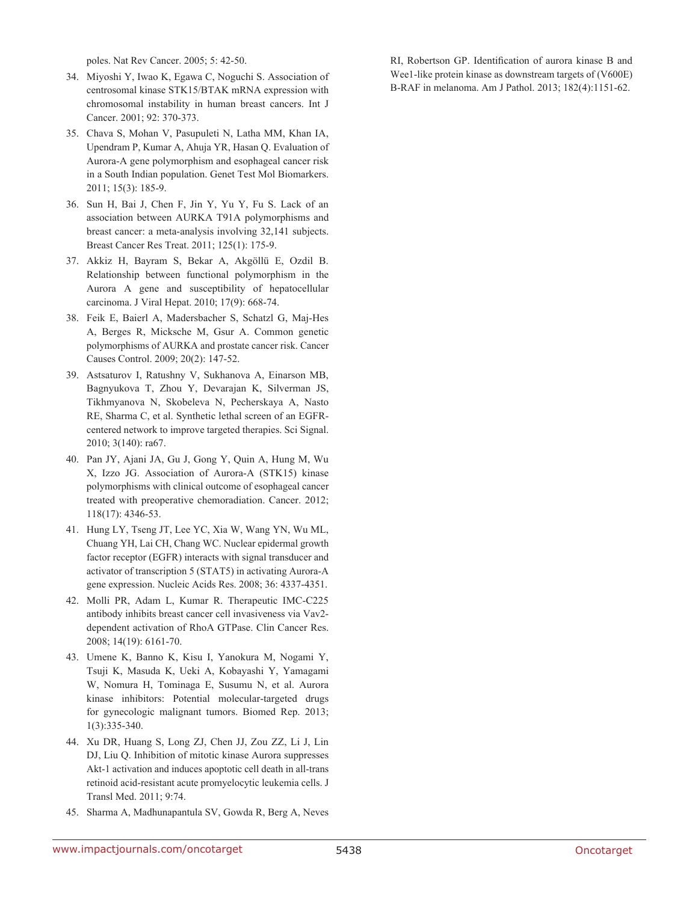poles. Nat Rev Cancer. 2005; 5: 42-50.

34. Miyoshi Y, Iwao K, Egawa C, Noguchi S. Association of centrosomal kinase STK15/BTAK mRNA expression with chromosomal instability in human breast cancers. Int J Cancer. 2001; 92: 370-373.

35. Chava S, Mohan V, Pasupuleti N, Latha MM, Khan IA, Upendram P, Kumar A, Ahuja YR, Hasan Q. Evaluation of Aurora-A gene polymorphism and esophageal cancer risk in a South Indian population. Genet Test Mol Biomarkers. 2011; 15(3): 185-9.

36. Sun H, Bai J, Chen F, Jin Y, Yu Y, Fu S. Lack of an association between AURKA T91A polymorphisms and breast cancer: a meta-analysis involving 32,141 subjects. Breast Cancer Res Treat. 2011; 125(1): 175-9.

37. Akkiz H, Bayram S, Bekar A, Akgöllü E, Ozdil B. Relationship between functional polymorphism in the Aurora A gene and susceptibility of hepatocellular carcinoma. J Viral Hepat. 2010; 17(9): 668-74.

38. Feik E, Baierl A, Madersbacher S, Schatzl G, Maj-Hes A, Berges R, Micksche M, Gsur A. Common genetic polymorphisms of AURKA and prostate cancer risk. Cancer Causes Control. 2009; 20(2): 147-52.

39. Astsaturov I, Ratushny V, Sukhanova A, Einarson MB, Bagnyukova T, Zhou Y, Devarajan K, Silverman JS, Tikhmyanova N, Skobeleva N, Pecherskaya A, Nasto RE, Sharma C, et al. Synthetic lethal screen of an EGFR-centered network to improve targeted therapies. Sci Signal. 2010; 3(140): ra67.

40. Pan JY, Ajani JA, Gu J, Gong Y, Quin A, Hung M, Wu X, Izzo JG. Association of Aurora-A (STK15) kinase polymorphisms with clinical outcome of esophageal cancer treated with preoperative chemoradiation. Cancer. 2012; 118(17): 4346-53.

41. Hung LY, Tseng JT, Lee YC, Xia W, Wang YN, Wu ML, Chuang YH, Lai CH, Chang WC. Nuclear epidermal growth factor receptor (EGFR) interacts with signal transducer and activator of transcription 5 (STAT5) in activating Aurora-A gene expression. Nucleic Acids Res. 2008; 36: 4337-4351.

42. Molli PR, Adam L, Kumar R. Therapeutic IMC-C225 antibody inhibits breast cancer cell invasiveness via Vav2-dependent activation of RhoA GTPase. Clin Cancer Res. 2008; 14(19): 6161-70.

43. Umene K, Banno K, Kisu I, Yanokura M, Nogami Y, Tsuji K, Masuda K, Ueki A, Kobayashi Y, Yamagami W, Nomura H, Tominaga E, Susumu N, et al. Aurora kinase inhibitors: Potential molecular-targeted drugs for gynecologic malignant tumors. Biomed Rep. 2013; 1(3):335-340.

44. Xu DR, Huang S, Long ZJ, Chen JJ, Zou ZZ, Li J, Lin DJ, Liu Q. Inhibition of mitotic kinase Aurora suppresses Akt-1 activation and induces apoptotic cell death in all-trans retinoid acid-resistant acute promyelocytic leukemia cells. J Transl Med. 2011; 9:74.

45. Sharma A, Madhunapantula SV, Gowda R, Berg A, Neves RI, Robertson GP. Identification of aurora kinase B and Wee1-like protein kinase as downstream targets of (V600E) B-RAF in melanoma. Am J Pathol. 2013; 182(4):1151-62.